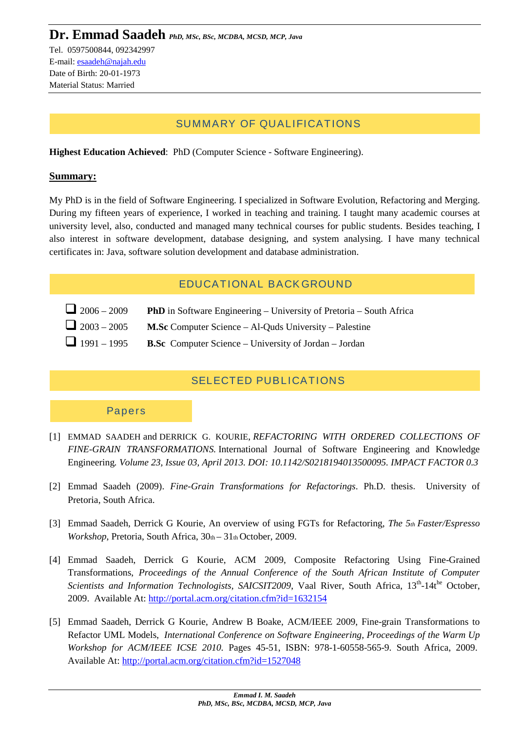# Dr. Emmad Saadeh *PhD, MSc, BSc, MCDBA, MCSD, MCP, Java*

Tel. 0597500844, 092342997
E-mail: esaadeh@najah.edu
Date of Birth: 20-01-1973
Material Status: Married

## SUMMARY OF QUALIFICATIONS

**Highest Education Achieved**: PhD (Computer Science - Software Engineering).

**Summary:**

My PhD is in the field of Software Engineering. I specialized in Software Evolution, Refactoring and Merging. During my fifteen years of experience, I worked in teaching and training. I taught many academic courses at university level, also, conducted and managed many technical courses for public students. Besides teaching, I also interest in software development, database designing, and system analysing. I have many technical certificates in: Java, software solution development and database administration.

## EDUCATIONAL BACKGROUND

- 2006 – 2009 **PhD** in Software Engineering – University of Pretoria – South Africa
- 2003 – 2005 **M.Sc** Computer Science – Al-Quds University – Palestine
- 1991 – 1995 **B.Sc** Computer Science – University of Jordan – Jordan

## SELECTED PUBLICATIONS

### Papers

[1] EMMAD SAADEH and DERRICK G. KOURIE, *REFACTORING WITH ORDERED COLLECTIONS OF FINE-GRAIN TRANSFORMATIONS.* International Journal of Software Engineering and Knowledge Engineering*. Volume 23, Issue 03, April 2013. DOI: 10.1142/S0218194013500095. IMPACT FACTOR 0.3*

[2] Emmad Saadeh (2009). *Fine-Grain Transformations for Refactorings*. Ph.D. thesis. University of Pretoria, South Africa.

[3] Emmad Saadeh, Derrick G Kourie, An overview of using FGTs for Refactoring, *The 5th Faster/Espresso Workshop*, Pretoria, South Africa, 30th – 31th October, 2009.

[4] Emmad Saadeh, Derrick G Kourie, ACM 2009, Composite Refactoring Using Fine-Grained Transformations, *Proceedings of the Annual Conference of the South African Institute of Computer Scientists and Information Technologists, SAICSIT2009*, Vaal River, South Africa, 13th-14the October, 2009. Available At: http://portal.acm.org/citation.cfm?id=1632154

[5] Emmad Saadeh, Derrick G Kourie, Andrew B Boake, ACM/IEEE 2009, Fine-grain Transformations to Refactor UML Models, *International Conference on Software Engineering, Proceedings of the Warm Up Workshop for ACM/IEEE ICSE 2010.* Pages 45-51, ISBN: 978-1-60558-565-9. South Africa, 2009. Available At: http://portal.acm.org/citation.cfm?id=1527048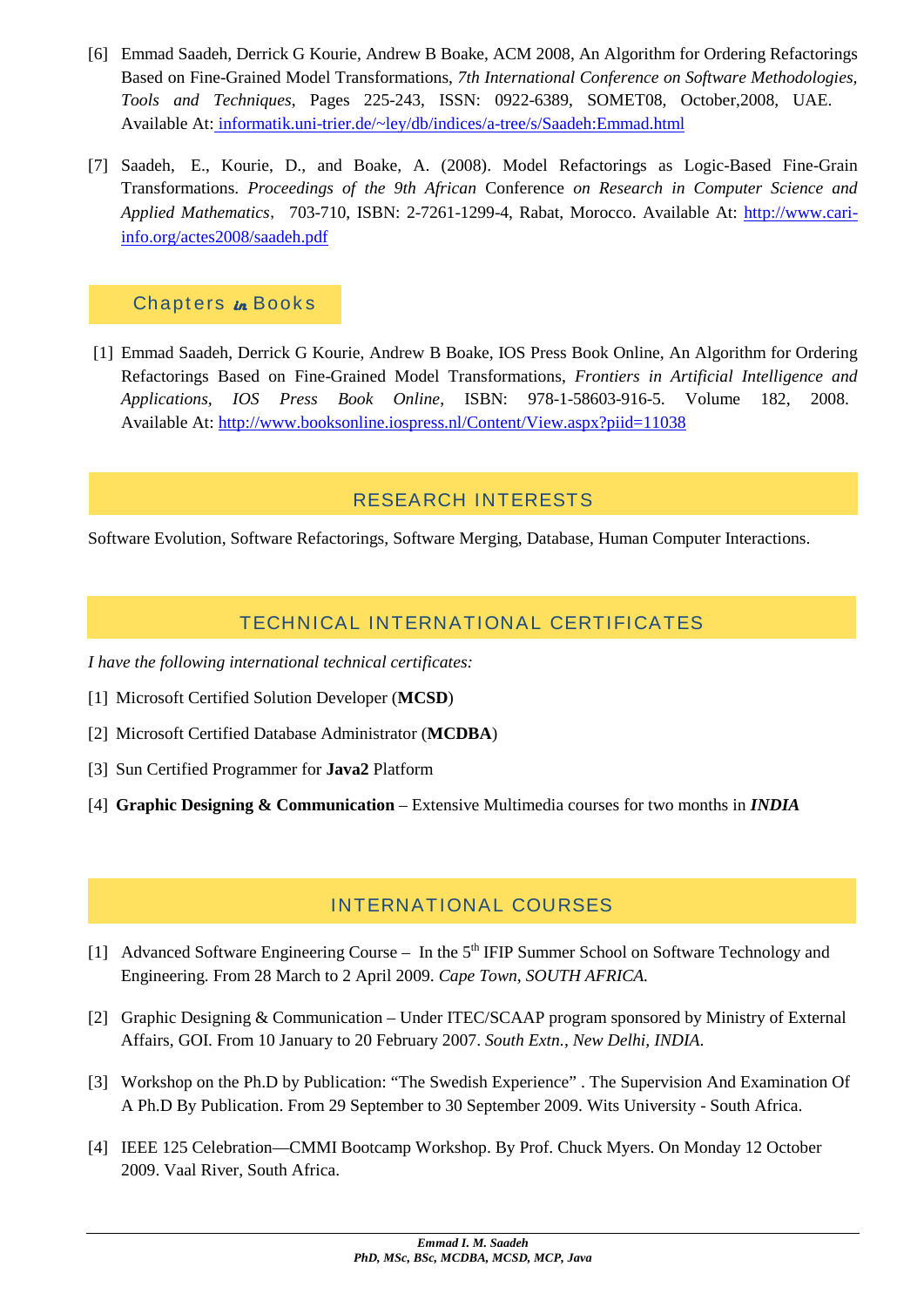[6] Emmad Saadeh, Derrick G Kourie, Andrew B Boake, ACM 2008, An Algorithm for Ordering Refactorings Based on Fine-Grained Model Transformations, *7th International Conference on Software Methodologies, Tools and Techniques*, Pages 225-243, ISSN: 0922-6389, SOMET08, October,2008, UAE. Available At: [informatik.uni-trier.de/~ley/db/indices/a-tree/s/Saadeh:Emmad.html](informatik.uni-trier.de/~ley/db/indices/a-tree/s/Saadeh:Emmad.html)

[7] Saadeh, E., Kourie, D., and Boake, A. (2008). Model Refactorings as Logic-Based Fine-Grain Transformations. *Proceedings of the 9th African* Conference *on Research in Computer Science and Applied Mathematics*, 703-710, ISBN: 2-7261-1299-4, Rabat, Morocco. Available At: [http://www.cari-info.org/actes2008/saadeh.pdf](http://www.cari-info.org/actes2008/saadeh.pdf)

## Chapters *in* Books

[1] Emmad Saadeh, Derrick G Kourie, Andrew B Boake, IOS Press Book Online, An Algorithm for Ordering Refactorings Based on Fine-Grained Model Transformations, *Frontiers in Artificial Intelligence and Applications, IOS Press Book Online*, ISBN: 978-1-58603-916-5. Volume 182, 2008. Available At: [http://www.booksonline.iospress.nl/Content/View.aspx?piid=11038](http://www.booksonline.iospress.nl/Content/View.aspx?piid=11038)

## RESEARCH INTERESTS

Software Evolution, Software Refactorings, Software Merging, Database, Human Computer Interactions.

## TECHNICAL INTERNATIONAL CERTIFICATES

*I have the following international technical certificates:*

[1] Microsoft Certified Solution Developer (**MCSD**)

[2] Microsoft Certified Database Administrator (**MCDBA**)

[3] Sun Certified Programmer for **Java2** Platform

[4] **Graphic Designing & Communication** – Extensive Multimedia courses for two months in ***INDIA***

## INTERNATIONAL COURSES

[1] Advanced Software Engineering Course – In the 5th IFIP Summer School on Software Technology and Engineering. From 28 March to 2 April 2009. *Cape Town, SOUTH AFRICA.*

[2] Graphic Designing & Communication – Under ITEC/SCAAP program sponsored by Ministry of External Affairs, GOI. From 10 January to 20 February 2007. *South Extn., New Delhi, INDIA.*

[3] Workshop on the Ph.D by Publication: "The Swedish Experience" . The Supervision And Examination Of A Ph.D By Publication. From 29 September to 30 September 2009. Wits University - South Africa.

[4] IEEE 125 Celebration—CMMI Bootcamp Workshop. By Prof. Chuck Myers. On Monday 12 October 2009. Vaal River, South Africa.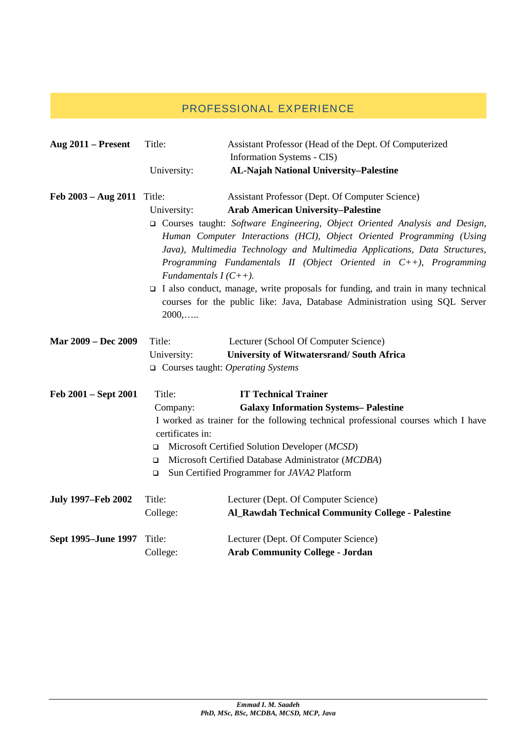## PROFESSIONAL EXPERIENCE

**Aug 2011 – Present**
Title: Assistant Professor (Head of the Dept. Of Computerized Information Systems - CIS)
University: **AL-Najah National University–Palestine**

**Feb 2003 – Aug 2011**
Title: Assistant Professor (Dept. Of Computer Science)
University: **Arab American University–Palestine**

- Courses taught: *Software Engineering, Object Oriented Analysis and Design, Human Computer Interactions (HCI), Object Oriented Programming (Using Java), Multimedia Technology and Multimedia Applications, Data Structures, Programming Fundamentals II (Object Oriented in C++), Programming Fundamentals I (C++).*
- I also conduct, manage, write proposals for funding, and train in many technical courses for the public like: Java, Database Administration using SQL Server 2000,…..

**Mar 2009 – Dec 2009**
Title: Lecturer (School Of Computer Science)
University: **University of Witwatersrand/ South Africa**

- Courses taught: *Operating Systems*

**Feb 2001 – Sept 2001**
Title: **IT Technical Trainer**
Company: **Galaxy Information Systems– Palestine**

I worked as trainer for the following technical professional courses which I have certificates in:

- Microsoft Certified Solution Developer (*MCSD*)
- Microsoft Certified Database Administrator (*MCDBA*)
- Sun Certified Programmer for *JAVA2* Platform

**July 1997–Feb 2002**
Title: Lecturer (Dept. Of Computer Science)
College: **Al_Rawdah Technical Community College - Palestine**

**Sept 1995–June 1997**
Title: Lecturer (Dept. Of Computer Science)
College: **Arab Community College - Jordan**